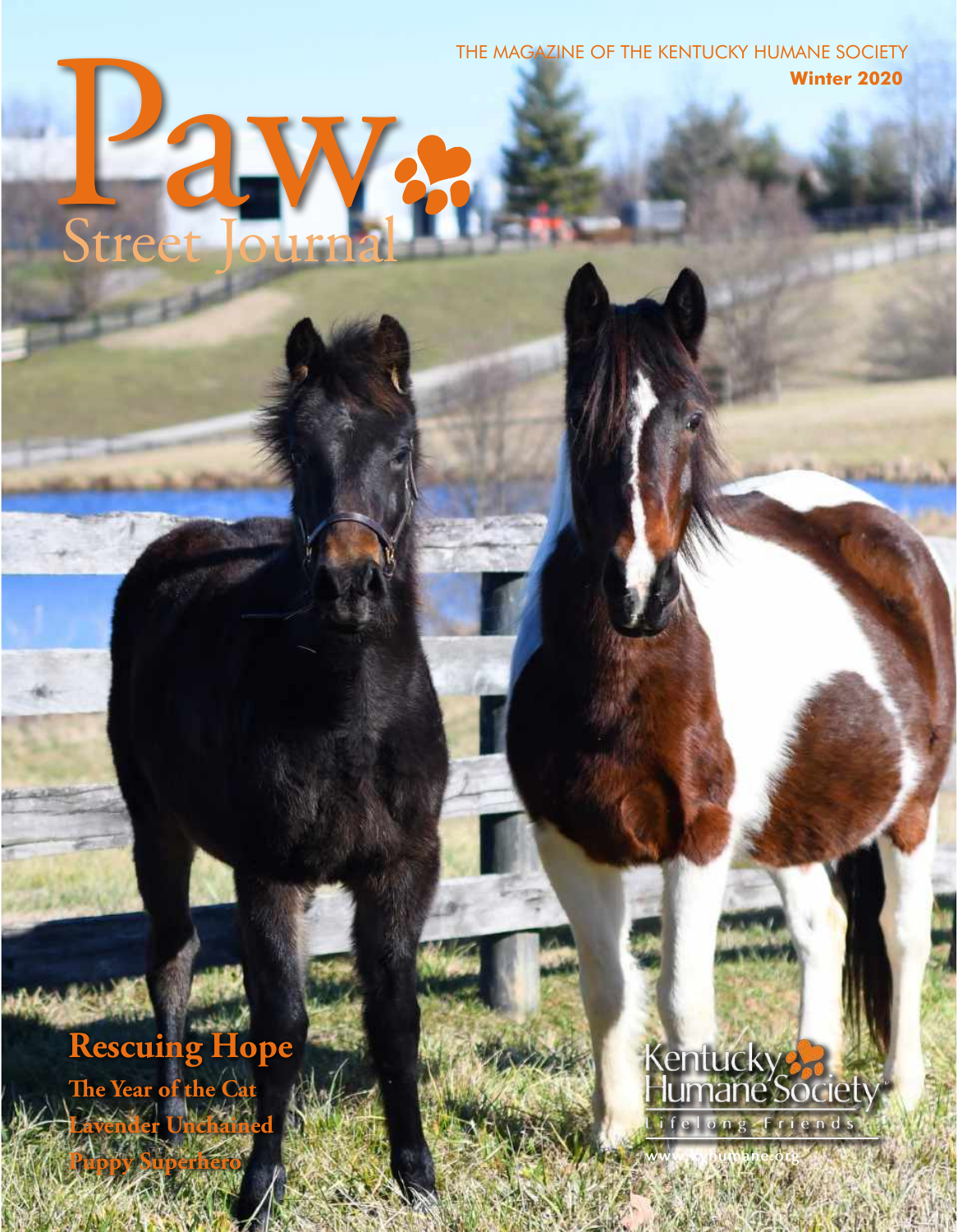THE MAGAZINE OF THE KENTUCKY HUMANE SOCIETY

**Winter 2020**

# Paw Street Journal

## Rescuing Hope

**The Year of the Cat**

**Lavender Unchained**

**Puppy Superhero**

Kentucky Humane Society

Lifelong Friends

www.kyhumane.org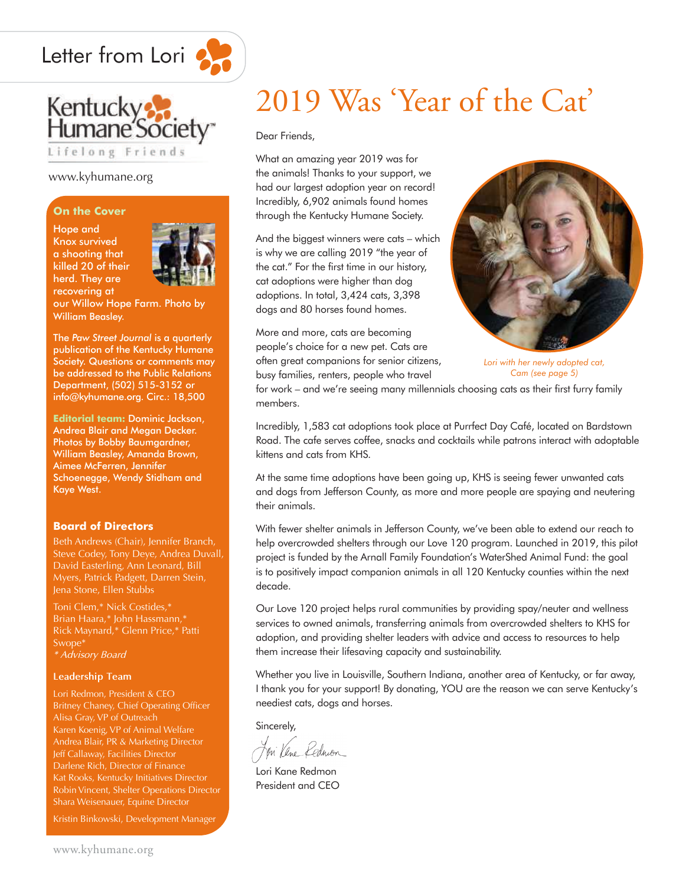# Letter from Lori

Kentucky Humane Society™
Lifelong Friends

www.kyhumane.org

### On the Cover

Hope and Knox survived a shooting that killed 20 of their herd. They are recovering at our Willow Hope Farm. Photo by William Beasley.

The *Paw Street Journal* is a quarterly publication of the Kentucky Humane Society. Questions or comments may be addressed to the Public Relations Department, (502) 515-3152 or info@kyhumane.org. Circ.: 18,500

**Editorial team:** Dominic Jackson, Andrea Blair and Megan Decker. Photos by Bobby Baumgardner, William Beasley, Amanda Brown, Aimee McFerren, Jennifer Schoenegge, Wendy Stidham and Kaye West.

### Board of Directors

Beth Andrews (Chair), Jennifer Branch, Steve Codey, Tony Deye, Andrea Duvall, David Easterling, Ann Leonard, Bill Myers, Patrick Padgett, Darren Stein, Jena Stone, Ellen Stubbs

Toni Clem,* Nick Costides,* Brian Haara,* John Hassmann,* Rick Maynard,* Glenn Price,* Patti Swope*
*\* Advisory Board*

### Leadership Team

Lori Redmon, President & CEO
Britney Chaney, Chief Operating Officer
Alisa Gray, VP of Outreach
Karen Koenig, VP of Animal Welfare
Andrea Blair, PR & Marketing Director
Jeff Callaway, Facilities Director
Darlene Rich, Director of Finance
Kat Rooks, Kentucky Initiatives Director
Robin Vincent, Shelter Operations Director
Shara Weisenauer, Equine Director

Kristin Binkowski, Development Manager

# 2019 Was 'Year of the Cat'

Dear Friends,

What an amazing year 2019 was for the animals! Thanks to your support, we had our largest adoption year on record! Incredibly, 6,902 animals found homes through the Kentucky Humane Society.

And the biggest winners were cats – which is why we are calling 2019 "the year of the cat." For the first time in our history, cat adoptions were higher than dog adoptions. In total, 3,424 cats, 3,398 dogs and 80 horses found homes.

*Lori with her newly adopted cat, Cam (see page 5)*

More and more, cats are becoming people's choice for a new pet. Cats are often great companions for senior citizens, busy families, renters, people who travel for work – and we're seeing many millennials choosing cats as their first furry family members.

Incredibly, 1,583 cat adoptions took place at Purrfect Day Café, located on Bardstown Road. The cafe serves coffee, snacks and cocktails while patrons interact with adoptable kittens and cats from KHS.

At the same time adoptions have been going up, KHS is seeing fewer unwanted cats and dogs from Jefferson County, as more and more people are spaying and neutering their animals.

With fewer shelter animals in Jefferson County, we've been able to extend our reach to help overcrowded shelters through our Love 120 program. Launched in 2019, this pilot project is funded by the Arnall Family Foundation's WaterShed Animal Fund: the goal is to positively impact companion animals in all 120 Kentucky counties within the next decade.

Our Love 120 project helps rural communities by providing spay/neuter and wellness services to owned animals, transferring animals from overcrowded shelters to KHS for adoption, and providing shelter leaders with advice and access to resources to help them increase their lifesaving capacity and sustainability.

Whether you live in Louisville, Southern Indiana, another area of Kentucky, or far away, I thank you for your support! By donating, YOU are the reason we can serve Kentucky's neediest cats, dogs and horses.

Sincerely,

Lori Kane Redmon
President and CEO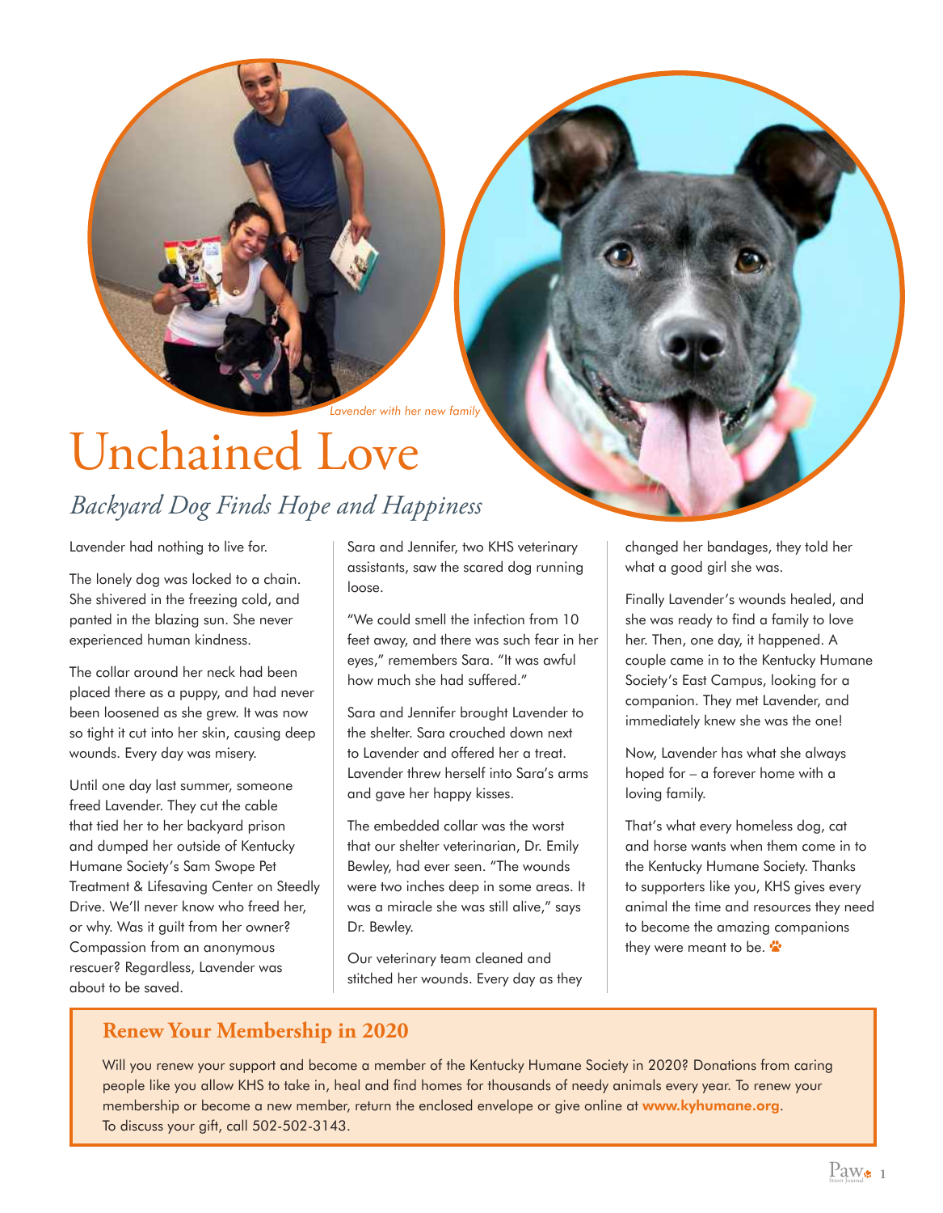Lavender with her new family

# Unchained Love

## *Backyard Dog Finds Hope and Happiness*

Lavender had nothing to live for.

The lonely dog was locked to a chain. She shivered in the freezing cold, and panted in the blazing sun. She never experienced human kindness.

The collar around her neck had been placed there as a puppy, and had never been loosened as she grew. It was now so tight it cut into her skin, causing deep wounds. Every day was misery.

Until one day last summer, someone freed Lavender. They cut the cable that tied her to her backyard prison and dumped her outside of Kentucky Humane Society's Sam Swope Pet Treatment & Lifesaving Center on Steedly Drive. We'll never know who freed her, or why. Was it guilt from her owner? Compassion from an anonymous rescuer? Regardless, Lavender was about to be saved.

Sara and Jennifer, two KHS veterinary assistants, saw the scared dog running loose.

"We could smell the infection from 10 feet away, and there was such fear in her eyes," remembers Sara. "It was awful how much she had suffered."

Sara and Jennifer brought Lavender to the shelter. Sara crouched down next to Lavender and offered her a treat. Lavender threw herself into Sara's arms and gave her happy kisses.

The embedded collar was the worst that our shelter veterinarian, Dr. Emily Bewley, had ever seen. "The wounds were two inches deep in some areas. It was a miracle she was still alive," says Dr. Bewley.

Our veterinary team cleaned and stitched her wounds. Every day as they changed her bandages, they told her what a good girl she was.

Finally Lavender's wounds healed, and she was ready to find a family to love her. Then, one day, it happened. A couple came in to the Kentucky Humane Society's East Campus, looking for a companion. They met Lavender, and immediately knew she was the one!

Now, Lavender has what she always hoped for – a forever home with a loving family.

That's what every homeless dog, cat and horse wants when them come in to the Kentucky Humane Society. Thanks to supporters like you, KHS gives every animal the time and resources they need to become the amazing companions they were meant to be.

### Renew Your Membership in 2020

Will you renew your support and become a member of the Kentucky Humane Society in 2020? Donations from caring people like you allow KHS to take in, heal and find homes for thousands of needy animals every year. To renew your membership or become a new member, return the enclosed envelope or give online at **www.kyhumane.org**. To discuss your gift, call 502-502-3143.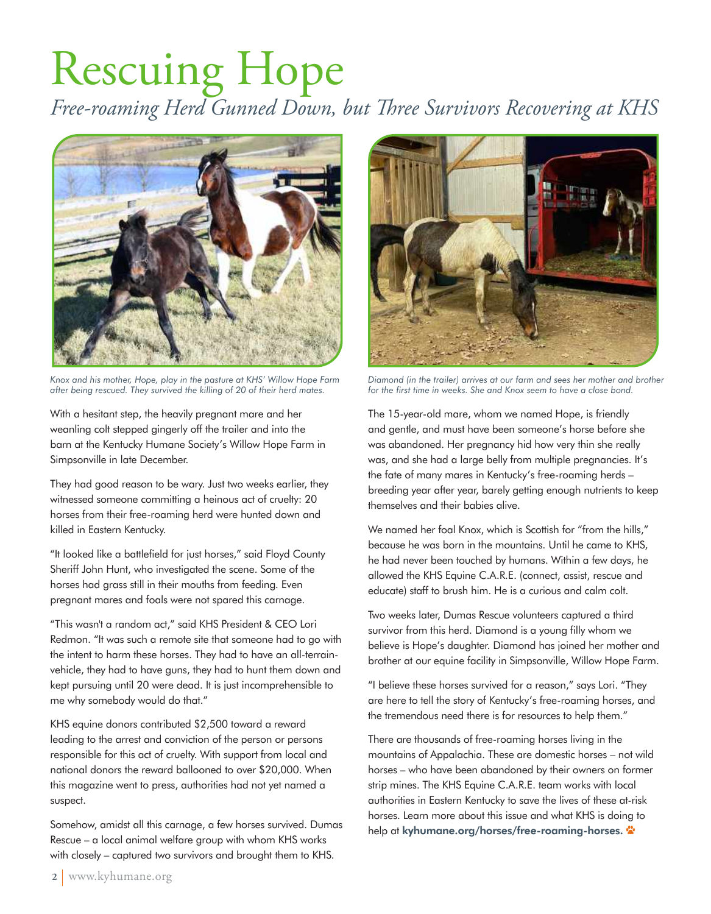# Rescuing Hope

*Free-roaming Herd Gunned Down, but Three Survivors Recovering at KHS*

*Knox and his mother, Hope, play in the pasture at KHS' Willow Hope Farm after being rescued. They survived the killing of 20 of their herd mates.*

*Diamond (in the trailer) arrives at our farm and sees her mother and brother for the first time in weeks. She and Knox seem to have a close bond.*

With a hesitant step, the heavily pregnant mare and her weanling colt stepped gingerly off the trailer and into the barn at the Kentucky Humane Society's Willow Hope Farm in Simpsonville in late December.

They had good reason to be wary. Just two weeks earlier, they witnessed someone committing a heinous act of cruelty: 20 horses from their free-roaming herd were hunted down and killed in Eastern Kentucky.

"It looked like a battlefield for just horses," said Floyd County Sheriff John Hunt, who investigated the scene. Some of the horses had grass still in their mouths from feeding. Even pregnant mares and foals were not spared this carnage.

"This wasn't a random act," said KHS President & CEO Lori Redmon. "It was such a remote site that someone had to go with the intent to harm these horses. They had to have an all-terrain-vehicle, they had to have guns, they had to hunt them down and kept pursuing until 20 were dead. It is just incomprehensible to me why somebody would do that."

KHS equine donors contributed $2,500 toward a reward leading to the arrest and conviction of the person or persons responsible for this act of cruelty. With support from local and national donors the reward ballooned to over $20,000. When this magazine went to press, authorities had not yet named a suspect.

Somehow, amidst all this carnage, a few horses survived. Dumas Rescue – a local animal welfare group with whom KHS works with closely – captured two survivors and brought them to KHS.

The 15-year-old mare, whom we named Hope, is friendly and gentle, and must have been someone's horse before she was abandoned. Her pregnancy hid how very thin she really was, and she had a large belly from multiple pregnancies. It's the fate of many mares in Kentucky's free-roaming herds – breeding year after year, barely getting enough nutrients to keep themselves and their babies alive.

We named her foal Knox, which is Scottish for "from the hills," because he was born in the mountains. Until he came to KHS, he had never been touched by humans. Within a few days, he allowed the KHS Equine C.A.R.E. (connect, assist, rescue and educate) staff to brush him. He is a curious and calm colt.

Two weeks later, Dumas Rescue volunteers captured a third survivor from this herd. Diamond is a young filly whom we believe is Hope's daughter. Diamond has joined her mother and brother at our equine facility in Simpsonville, Willow Hope Farm.

"I believe these horses survived for a reason," says Lori. "They are here to tell the story of Kentucky's free-roaming horses, and the tremendous need there is for resources to help them."

There are thousands of free-roaming horses living in the mountains of Appalachia. These are domestic horses – not wild horses – who have been abandoned by their owners on former strip mines. The KHS Equine C.A.R.E. team works with local authorities in Eastern Kentucky to save the lives of these at-risk horses. Learn more about this issue and what KHS is doing to help at **kyhumane.org/horses/free-roaming-horses.**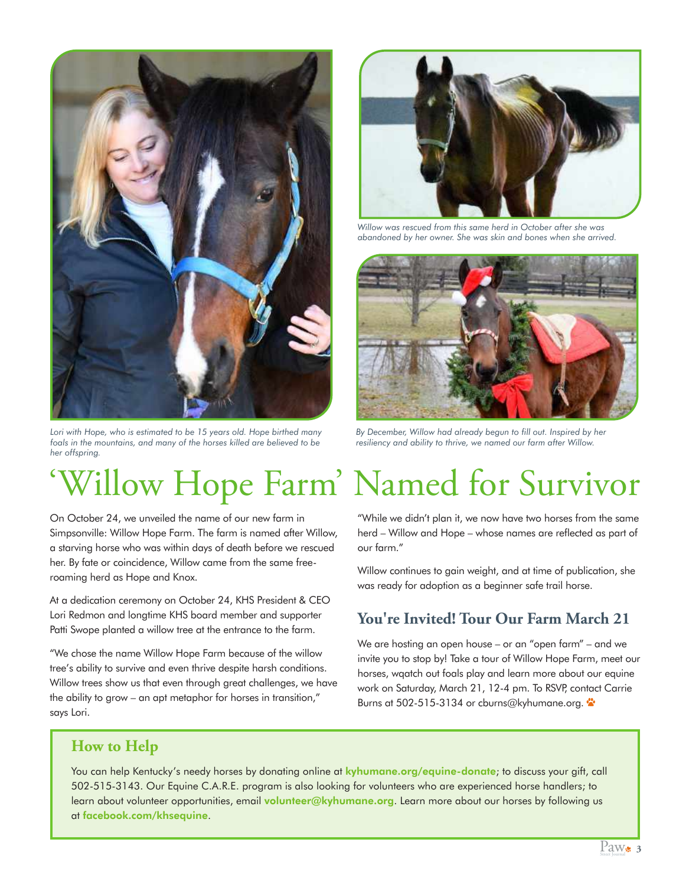Lori with Hope, who is estimated to be 15 years old. Hope birthed many foals in the mountains, and many of the horses killed are believed to be her offspring.

Willow was rescued from this same herd in October after she was abandoned by her owner. She was skin and bones when she arrived.

By December, Willow had already begun to fill out. Inspired by her resiliency and ability to thrive, we named our farm after Willow.

# 'Willow Hope Farm' Named for Survivor

On October 24, we unveiled the name of our new farm in Simpsonville: Willow Hope Farm. The farm is named after Willow, a starving horse who was within days of death before we rescued her. By fate or coincidence, Willow came from the same free-roaming herd as Hope and Knox.

At a dedication ceremony on October 24, KHS President & CEO Lori Redmon and longtime KHS board member and supporter Patti Swope planted a willow tree at the entrance to the farm.

"We chose the name Willow Hope Farm because of the willow tree's ability to survive and even thrive despite harsh conditions. Willow trees show us that even through great challenges, we have the ability to grow – an apt metaphor for horses in transition," says Lori.

"While we didn't plan it, we now have two horses from the same herd – Willow and Hope – whose names are reflected as part of our farm."

Willow continues to gain weight, and at time of publication, she was ready for adoption as a beginner safe trail horse.

## You're Invited! Tour Our Farm March 21

We are hosting an open house – or an "open farm" – and we invite you to stop by! Take a tour of Willow Hope Farm, meet our horses, wqatch out foals play and learn more about our equine work on Saturday, March 21, 12-4 pm. To RSVP, contact Carrie Burns at 502-515-3134 or cburns@kyhumane.org.

## How to Help

You can help Kentucky's needy horses by donating online at **kyhumane.org/equine-donate**; to discuss your gift, call 502-515-3143. Our Equine C.A.R.E. program is also looking for volunteers who are experienced horse handlers; to learn about volunteer opportunities, email **volunteer@kyhumane.org**. Learn more about our horses by following us at **facebook.com/khsequine**.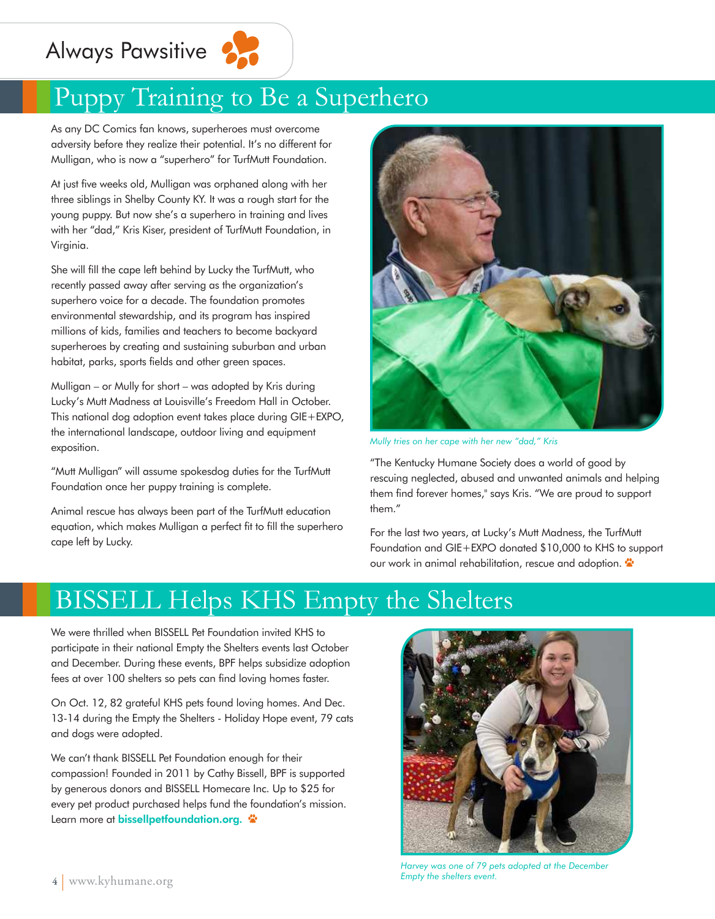## Always Pawsitive

# Puppy Training to Be a Superhero

As any DC Comics fan knows, superheroes must overcome adversity before they realize their potential. It's no different for Mulligan, who is now a "superhero" for TurfMutt Foundation.

At just five weeks old, Mulligan was orphaned along with her three siblings in Shelby County KY. It was a rough start for the young puppy. But now she's a superhero in training and lives with her "dad," Kris Kiser, president of TurfMutt Foundation, in Virginia.

She will fill the cape left behind by Lucky the TurfMutt, who recently passed away after serving as the organization's superhero voice for a decade. The foundation promotes environmental stewardship, and its program has inspired millions of kids, families and teachers to become backyard superheroes by creating and sustaining suburban and urban habitat, parks, sports fields and other green spaces.

Mulligan – or Mully for short – was adopted by Kris during Lucky's Mutt Madness at Louisville's Freedom Hall in October. This national dog adoption event takes place during GIE+EXPO, the international landscape, outdoor living and equipment exposition.

"Mutt Mulligan" will assume spokesdog duties for the TurfMutt Foundation once her puppy training is complete.

Animal rescue has always been part of the TurfMutt education equation, which makes Mulligan a perfect fit to fill the superhero cape left by Lucky.

*Mully tries on her cape with her new "dad," Kris*

"The Kentucky Humane Society does a world of good by rescuing neglected, abused and unwanted animals and helping them find forever homes," says Kris. "We are proud to support them."

For the last two years, at Lucky's Mutt Madness, the TurfMutt Foundation and GIE+EXPO donated $10,000 to KHS to support our work in animal rehabilitation, rescue and adoption.

# BISSELL Helps KHS Empty the Shelters

We were thrilled when BISSELL Pet Foundation invited KHS to participate in their national Empty the Shelters events last October and December. During these events, BPF helps subsidize adoption fees at over 100 shelters so pets can find loving homes faster.

On Oct. 12, 82 grateful KHS pets found loving homes. And Dec. 13-14 during the Empty the Shelters - Holiday Hope event, 79 cats and dogs were adopted.

We can't thank BISSELL Pet Foundation enough for their compassion! Founded in 2011 by Cathy Bissell, BPF is supported by generous donors and BISSELL Homecare Inc. Up to $25 for every pet product purchased helps fund the foundation's mission. Learn more at **bissellpetfoundation.org.**

*Harvey was one of 79 pets adopted at the December Empty the shelters event.*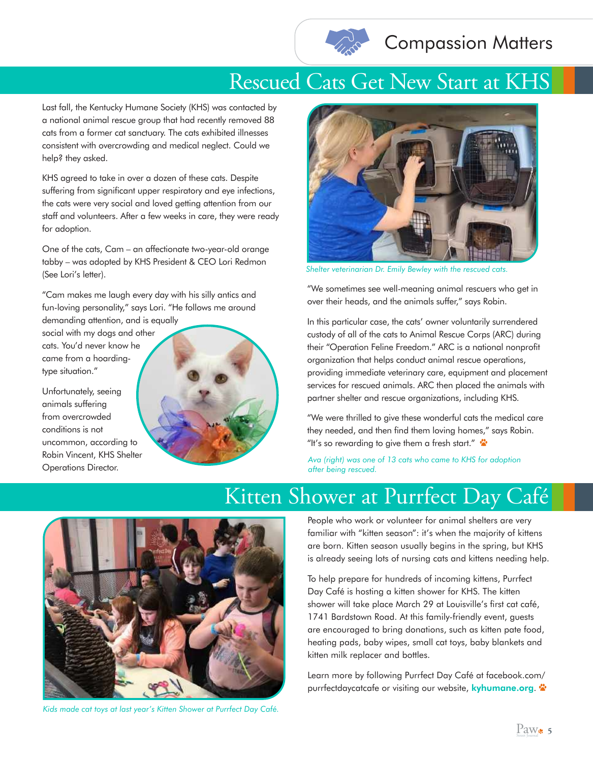Compassion Matters

# Rescued Cats Get New Start at KHS

Last fall, the Kentucky Humane Society (KHS) was contacted by a national animal rescue group that had recently removed 88 cats from a former cat sanctuary. The cats exhibited illnesses consistent with overcrowding and medical neglect. Could we help? they asked.

KHS agreed to take in over a dozen of these cats. Despite suffering from significant upper respiratory and eye infections, the cats were very social and loved getting attention from our staff and volunteers. After a few weeks in care, they were ready for adoption.

One of the cats, Cam – an affectionate two-year-old orange tabby – was adopted by KHS President & CEO Lori Redmon (See Lori's letter).

"Cam makes me laugh every day with his silly antics and fun-loving personality," says Lori. "He follows me around demanding attention, and is equally social with my dogs and other cats. You'd never know he came from a hoarding-type situation."

Unfortunately, seeing animals suffering from overcrowded conditions is not uncommon, according to Robin Vincent, KHS Shelter Operations Director.

*Shelter veterinarian Dr. Emily Bewley with the rescued cats.*

"We sometimes see well-meaning animal rescuers who get in over their heads, and the animals suffer," says Robin.

In this particular case, the cats' owner voluntarily surrendered custody of all of the cats to Animal Rescue Corps (ARC) during their "Operation Feline Freedom." ARC is a national nonprofit organization that helps conduct animal rescue operations, providing immediate veterinary care, equipment and placement services for rescued animals. ARC then placed the animals with partner shelter and rescue organizations, including KHS.

"We were thrilled to give these wonderful cats the medical care they needed, and then find them loving homes," says Robin. "It's so rewarding to give them a fresh start."

*Ava (right) was one of 13 cats who came to KHS for adoption after being rescued.*

# Kitten Shower at Purrfect Day Café

*Kids made cat toys at last year's Kitten Shower at Purrfect Day Café.*

People who work or volunteer for animal shelters are very familiar with "kitten season": it's when the majority of kittens are born. Kitten season usually begins in the spring, but KHS is already seeing lots of nursing cats and kittens needing help.

To help prepare for hundreds of incoming kittens, Purrfect Day Café is hosting a kitten shower for KHS. The kitten shower will take place March 29 at Louisville's first cat café, 1741 Bardstown Road. At this family-friendly event, guests are encouraged to bring donations, such as kitten pate food, heating pads, baby wipes, small cat toys, baby blankets and kitten milk replacer and bottles.

Learn more by following Purrfect Day Café at facebook.com/purrfectdaycatcafe or visiting our website, **kyhumane.org**.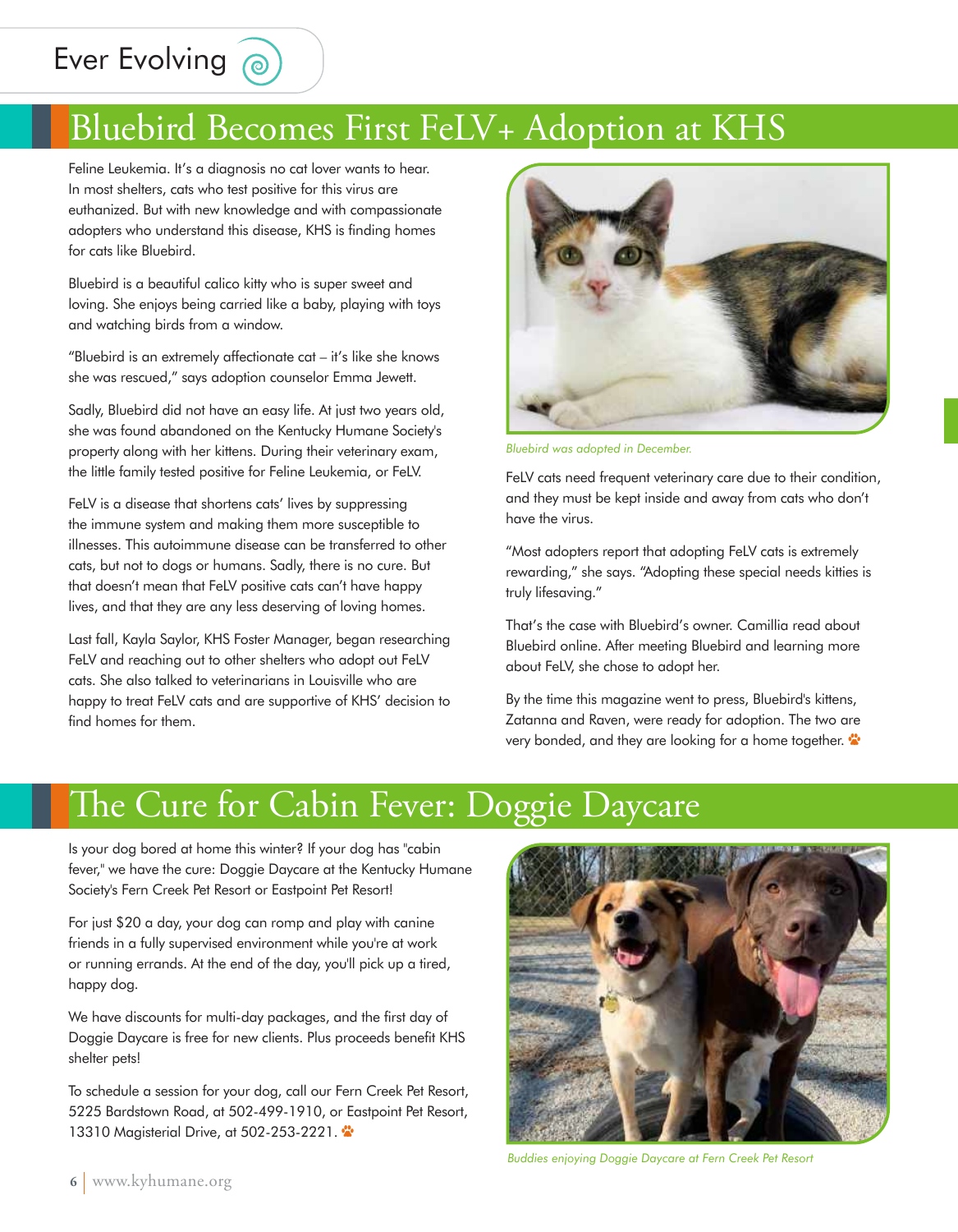# Bluebird Becomes First FeLV+ Adoption at KHS

Feline Leukemia. It's a diagnosis no cat lover wants to hear. In most shelters, cats who test positive for this virus are euthanized. But with new knowledge and with compassionate adopters who understand this disease, KHS is finding homes for cats like Bluebird.

Bluebird is a beautiful calico kitty who is super sweet and loving. She enjoys being carried like a baby, playing with toys and watching birds from a window.

"Bluebird is an extremely affectionate cat – it's like she knows she was rescued," says adoption counselor Emma Jewett.

Sadly, Bluebird did not have an easy life. At just two years old, she was found abandoned on the Kentucky Humane Society's property along with her kittens. During their veterinary exam, the little family tested positive for Feline Leukemia, or FeLV.

FeLV is a disease that shortens cats' lives by suppressing the immune system and making them more susceptible to illnesses. This autoimmune disease can be transferred to other cats, but not to dogs or humans. Sadly, there is no cure. But that doesn't mean that FeLV positive cats can't have happy lives, and that they are any less deserving of loving homes.

Last fall, Kayla Saylor, KHS Foster Manager, began researching FeLV and reaching out to other shelters who adopt out FeLV cats. She also talked to veterinarians in Louisville who are happy to treat FeLV cats and are supportive of KHS' decision to find homes for them.

*Bluebird was adopted in December.*

FeLV cats need frequent veterinary care due to their condition, and they must be kept inside and away from cats who don't have the virus.

"Most adopters report that adopting FeLV cats is extremely rewarding," she says. "Adopting these special needs kitties is truly lifesaving."

That's the case with Bluebird's owner. Camillia read about Bluebird online. After meeting Bluebird and learning more about FeLV, she chose to adopt her.

By the time this magazine went to press, Bluebird's kittens, Zatanna and Raven, were ready for adoption. The two are very bonded, and they are looking for a home together.

# The Cure for Cabin Fever: Doggie Daycare

Is your dog bored at home this winter? If your dog has "cabin fever," we have the cure: Doggie Daycare at the Kentucky Humane Society's Fern Creek Pet Resort or Eastpoint Pet Resort!

For just $20 a day, your dog can romp and play with canine friends in a fully supervised environment while you're at work or running errands. At the end of the day, you'll pick up a tired, happy dog.

We have discounts for multi-day packages, and the first day of Doggie Daycare is free for new clients. Plus proceeds benefit KHS shelter pets!

To schedule a session for your dog, call our Fern Creek Pet Resort, 5225 Bardstown Road, at 502-499-1910, or Eastpoint Pet Resort, 13310 Magisterial Drive, at 502-253-2221.

*Buddies enjoying Doggie Daycare at Fern Creek Pet Resort*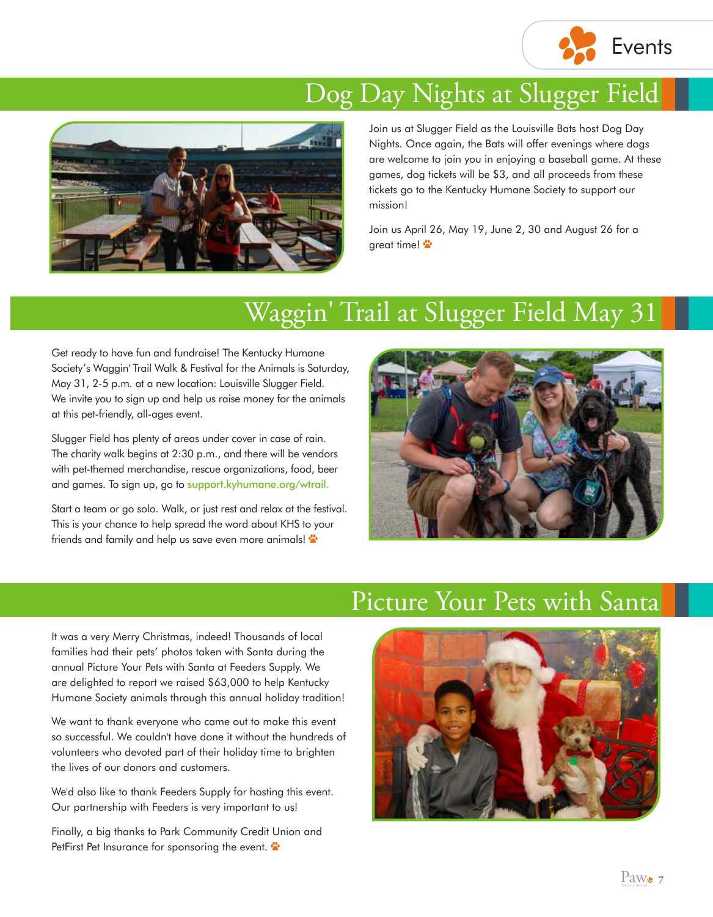# Events

## Dog Day Nights at Slugger Field

Join us at Slugger Field as the Louisville Bats host Dog Day Nights. Once again, the Bats will offer evenings where dogs are welcome to join you in enjoying a baseball game. At these games, dog tickets will be $3, and all proceeds from these tickets go to the Kentucky Humane Society to support our mission!

Join us April 26, May 19, June 2, 30 and August 26 for a great time!

## Waggin' Trail at Slugger Field May 31

Get ready to have fun and fundraise! The Kentucky Humane Society's Waggin' Trail Walk & Festival for the Animals is Saturday, May 31, 2-5 p.m. at a new location: Louisville Slugger Field. We invite you to sign up and help us raise money for the animals at this pet-friendly, all-ages event.

Slugger Field has plenty of areas under cover in case of rain. The charity walk begins at 2:30 p.m., and there will be vendors with pet-themed merchandise, rescue organizations, food, beer and games. To sign up, go to support.kyhumane.org/wtrail.

Start a team or go solo. Walk, or just rest and relax at the festival. This is your chance to help spread the word about KHS to your friends and family and help us save even more animals!

## Picture Your Pets with Santa

It was a very Merry Christmas, indeed! Thousands of local families had their pets' photos taken with Santa during the annual Picture Your Pets with Santa at Feeders Supply. We are delighted to report we raised $63,000 to help Kentucky Humane Society animals through this annual holiday tradition!

We want to thank everyone who came out to make this event so successful. We couldn't have done it without the hundreds of volunteers who devoted part of their holiday time to brighten the lives of our donors and customers.

We'd also like to thank Feeders Supply for hosting this event. Our partnership with Feeders is very important to us!

Finally, a big thanks to Park Community Credit Union and PetFirst Pet Insurance for sponsoring the event.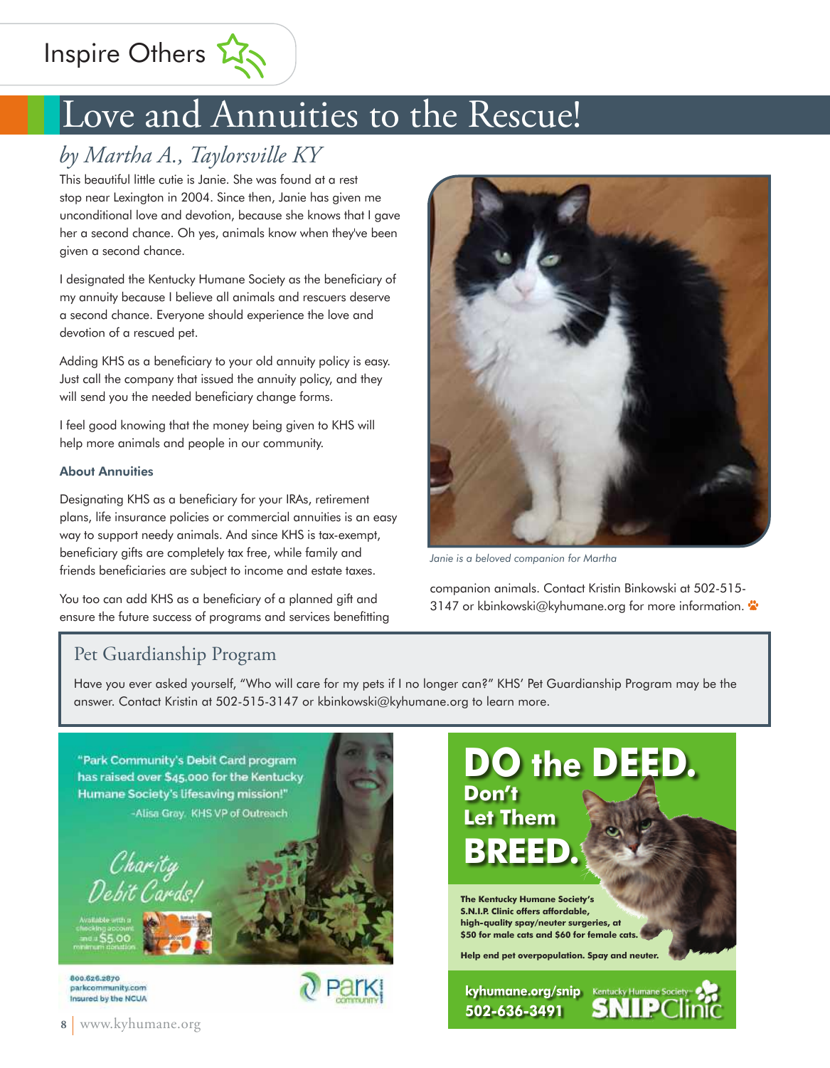Inspire Others

# Love and Annuities to the Rescue!

*by Martha A., Taylorsville KY*

This beautiful little cutie is Janie. She was found at a rest stop near Lexington in 2004. Since then, Janie has given me unconditional love and devotion, because she knows that I gave her a second chance. Oh yes, animals know when they've been given a second chance.

I designated the Kentucky Humane Society as the beneficiary of my annuity because I believe all animals and rescuers deserve a second chance. Everyone should experience the love and devotion of a rescued pet.

Adding KHS as a beneficiary to your old annuity policy is easy. Just call the company that issued the annuity policy, and they will send you the needed beneficiary change forms.

I feel good knowing that the money being given to KHS will help more animals and people in our community.

**About Annuities**

Designating KHS as a beneficiary for your IRAs, retirement plans, life insurance policies or commercial annuities is an easy way to support needy animals. And since KHS is tax-exempt, beneficiary gifts are completely tax free, while family and friends beneficiaries are subject to income and estate taxes.

You too can add KHS as a beneficiary of a planned gift and ensure the future success of programs and services benefitting companion animals. Contact Kristin Binkowski at 502-515-3147 or kbinkowski@kyhumane.org for more information.

*Janie is a beloved companion for Martha*

## Pet Guardianship Program

Have you ever asked yourself, "Who will care for my pets if I no longer can?" KHS' Pet Guardianship Program may be the answer. Contact Kristin at 502-515-3147 or kbinkowski@kyhumane.org to learn more.

"Park Community's Debit Card program has raised over $45,000 for the Kentucky Humane Society's lifesaving mission!"
-Alisa Gray, KHS VP of Outreach

Charity Debit Cards!

Available with a checking account and a $5.00 minimum donation

800.626.2870
parkcommunity.com
Insured by the NCUA

Park Community

**DO the DEED. Don't Let Them BREED.**

**The Kentucky Humane Society's S.N.I.P. Clinic offers affordable, high-quality spay/neuter surgeries, at $50 for male cats and $60 for female cats.**

**Help end pet overpopulation. Spay and neuter.**

**kyhumane.org/snip**
**502-636-3491**

Kentucky Humane Society SNIPClinic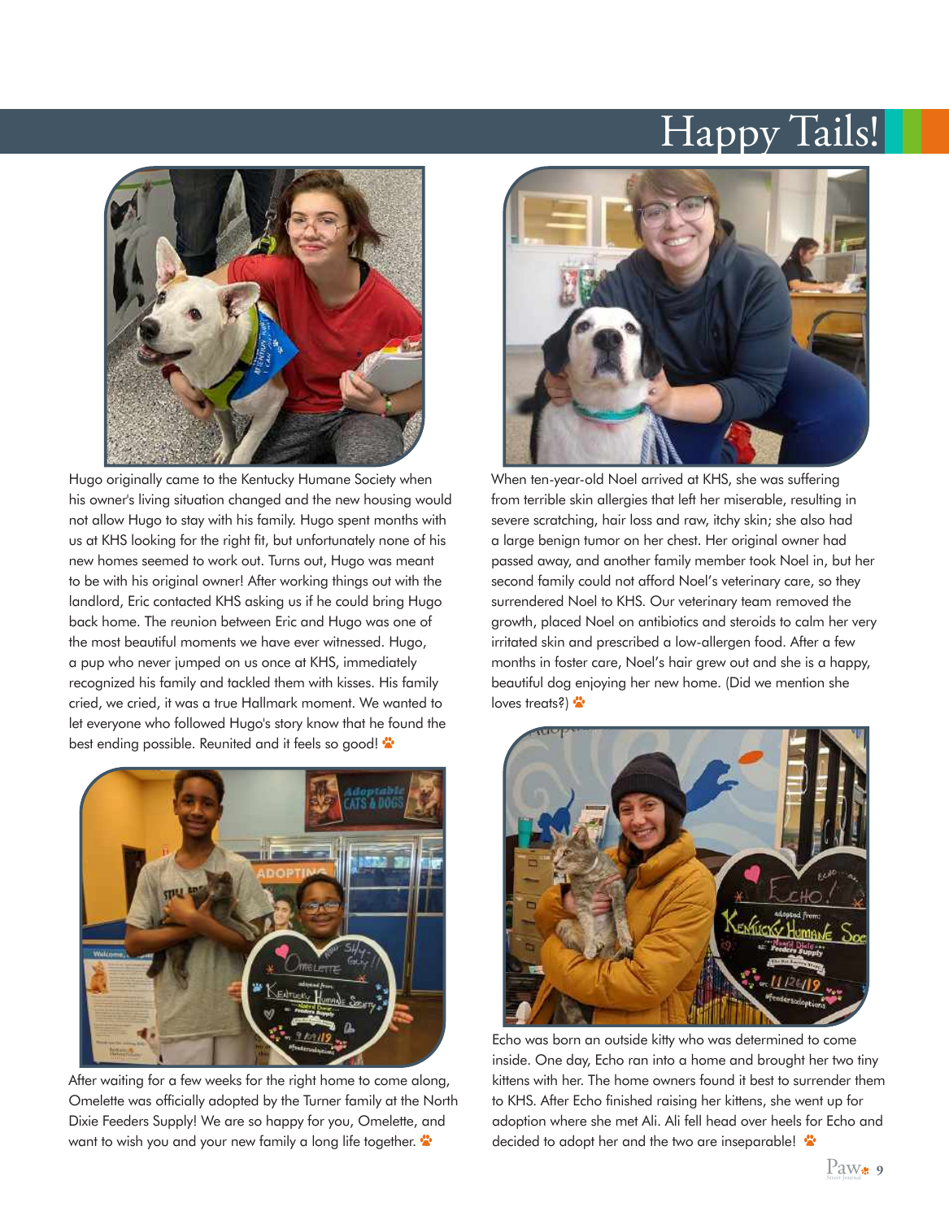# Happy Tails!

Hugo originally came to the Kentucky Humane Society when his owner's living situation changed and the new housing would not allow Hugo to stay with his family. Hugo spent months with us at KHS looking for the right fit, but unfortunately none of his new homes seemed to work out. Turns out, Hugo was meant to be with his original owner! After working things out with the landlord, Eric contacted KHS asking us if he could bring Hugo back home. The reunion between Eric and Hugo was one of the most beautiful moments we have ever witnessed. Hugo, a pup who never jumped on us once at KHS, immediately recognized his family and tackled them with kisses. His family cried, we cried, it was a true Hallmark moment. We wanted to let everyone who followed Hugo's story know that he found the best ending possible. Reunited and it feels so good!

When ten-year-old Noel arrived at KHS, she was suffering from terrible skin allergies that left her miserable, resulting in severe scratching, hair loss and raw, itchy skin; she also had a large benign tumor on her chest. Her original owner had passed away, and another family member took Noel in, but her second family could not afford Noel's veterinary care, so they surrendered Noel to KHS. Our veterinary team removed the growth, placed Noel on antibiotics and steroids to calm her very irritated skin and prescribed a low-allergen food. After a few months in foster care, Noel's hair grew out and she is a happy, beautiful dog enjoying her new home. (Did we mention she loves treats?)

After waiting for a few weeks for the right home to come along, Omelette was officially adopted by the Turner family at the North Dixie Feeders Supply! We are so happy for you, Omelette, and want to wish you and your new family a long life together.

Echo was born an outside kitty who was determined to come inside. One day, Echo ran into a home and brought her two tiny kittens with her. The home owners found it best to surrender them to KHS. After Echo finished raising her kittens, she went up for adoption where she met Ali. Ali fell head over heels for Echo and decided to adopt her and the two are inseparable!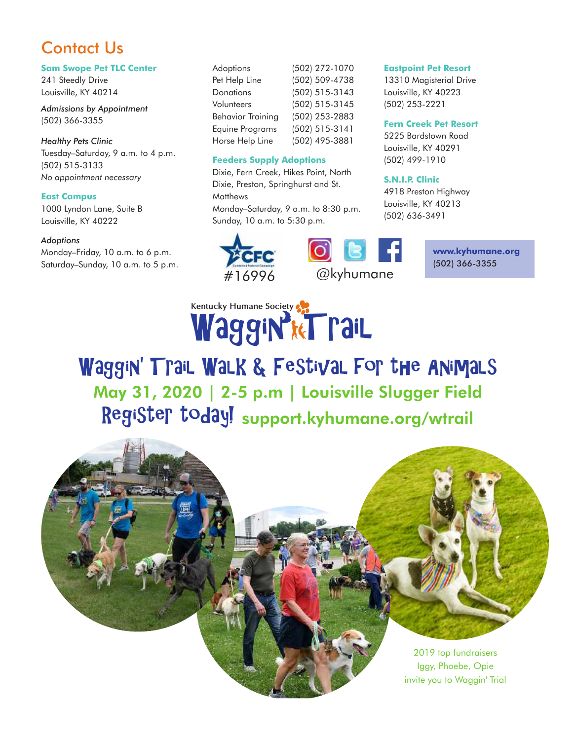## Contact Us

**Sam Swope Pet TLC Center**
241 Steedly Drive
Louisville, KY 40214

*Admissions by Appointment*
(502) 366-3355

*Healthy Pets Clinic*
Tuesday–Saturday, 9 a.m. to 4 p.m.
(502) 515-3133
*No appointment necessary*

**East Campus**
1000 Lyndon Lane, Suite B
Louisville, KY 40222

*Adoptions*
Monday–Friday, 10 a.m. to 6 p.m.
Saturday–Sunday, 10 a.m. to 5 p.m.

| | |
|---|---|
| Adoptions | (502) 272-1070 |
| Pet Help Line | (502) 509-4738 |
| Donations | (502) 515-3143 |
| Volunteers | (502) 515-3145 |
| Behavior Training | (502) 253-2883 |
| Equine Programs | (502) 515-3141 |
| Horse Help Line | (502) 495-3881 |

**Feeders Supply Adoptions**
Dixie, Fern Creek, Hikes Point, North Dixie, Preston, Springhurst and St. Matthews
Monday–Saturday, 9 a.m. to 8:30 p.m.
Sunday, 10 a.m. to 5:30 p.m.

**Eastpoint Pet Resort**
13310 Magisterial Drive
Louisville, KY 40223
(502) 253-2221

**Fern Creek Pet Resort**
5225 Bardstown Road
Louisville, KY 40291
(502) 499-1910

**S.N.I.P. Clinic**
4918 Preston Highway
Louisville, KY 40213
(502) 636-3491

CFC #16996

@kyhumane

**www.kyhumane.org**
(502) 366-3355

Kentucky Humane Society Waggin' Trail

## Waggin' Trail Walk & Festival for the Animals

**May 31, 2020 | 2-5 p.m | Louisville Slugger Field**

Register today! **support.kyhumane.org/wtrail**

2019 top fundraisers Iggy, Phoebe, Opie invite you to Waggin' Trial